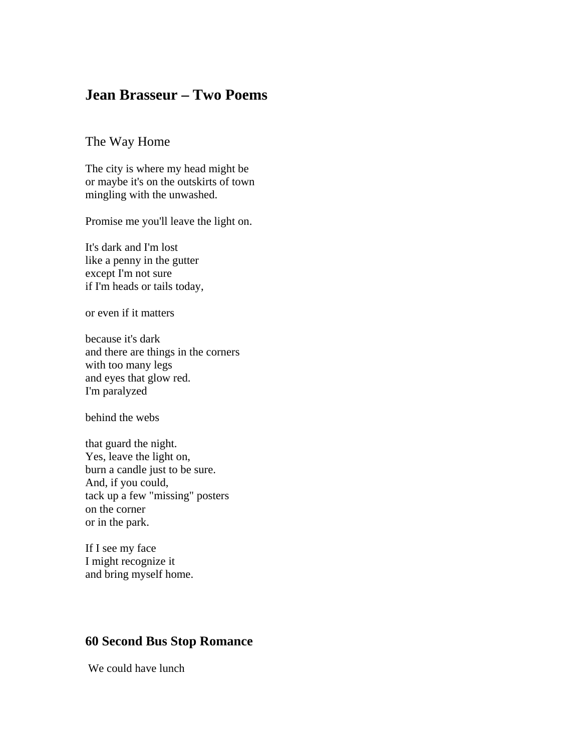## Jean Brasseur – Two Poems

### The Way Home

The city is where my head might be  
or maybe it's on the outskirts of town  
mingling with the unwashed.

Promise me you'll leave the light on.

It's dark and I'm lost  
like a penny in the gutter  
except I'm not sure  
if I'm heads or tails today,

or even if it matters

because it's dark  
and there are things in the corners  
with too many legs  
and eyes that glow red.  
I'm paralyzed

behind the webs

that guard the night.  
Yes, leave the light on,  
burn a candle just to be sure.  
And, if you could,  
tack up a few "missing" posters  
on the corner  
or in the park.

If I see my face  
I might recognize it  
and bring myself home.

### 60 Second Bus Stop Romance

We could have lunch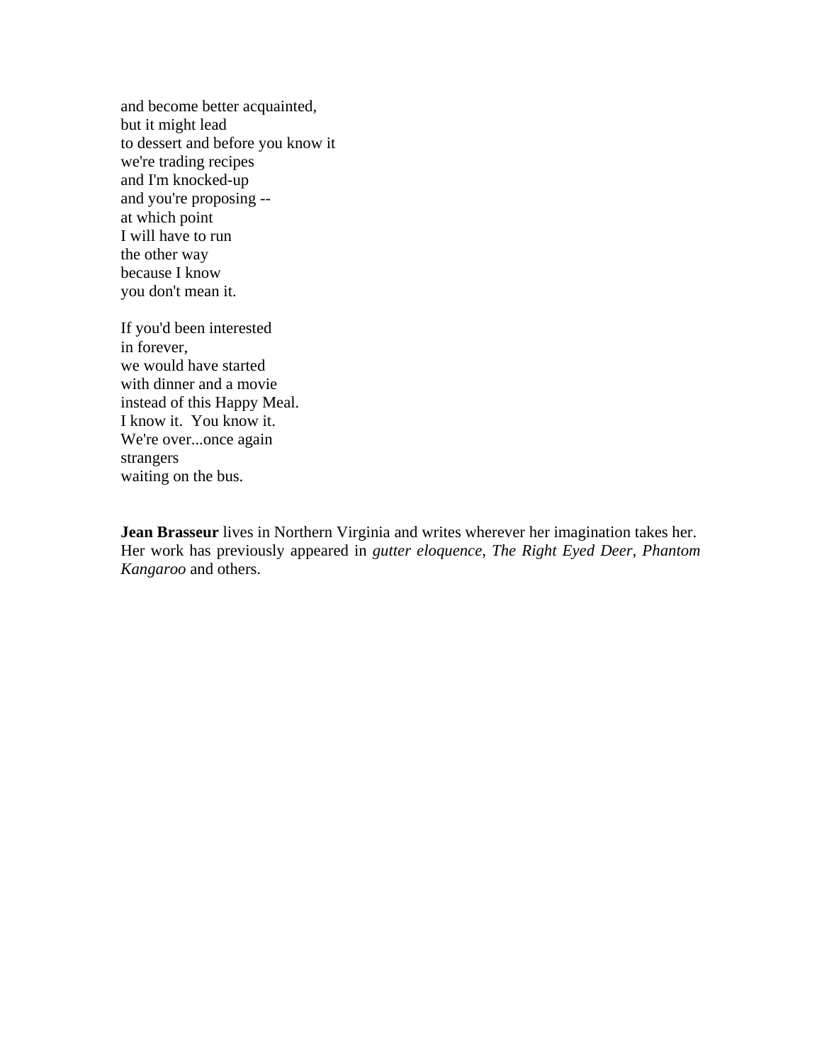and become better acquainted,  
but it might lead  
to dessert and before you know it  
we're trading recipes  
and I'm knocked-up  
and you're proposing --  
at which point  
I will have to run  
the other way  
because I know  
you don't mean it.

If you'd been interested  
in forever,  
we would have started  
with dinner and a movie  
instead of this Happy Meal.  
I know it.  You know it.  
We're over...once again  
strangers  
waiting on the bus.

**Jean Brasseur** lives in Northern Virginia and writes wherever her imagination takes her. Her work has previously appeared in *gutter eloquence, The Right Eyed Deer, Phantom Kangaroo* and others.